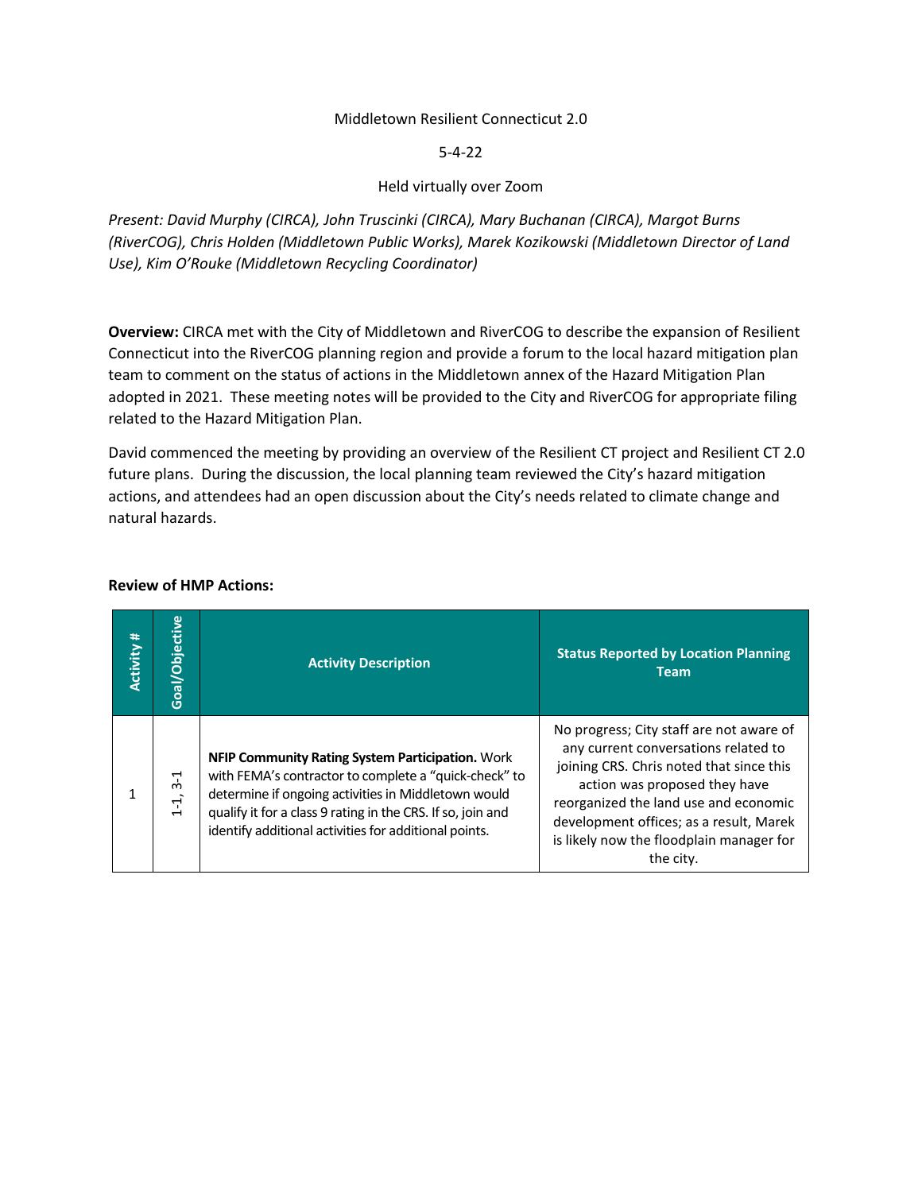Middletown Resilient Connecticut 2.0

5-4-22

Held virtually over Zoom

*Present: David Murphy (CIRCA), John Truscinki (CIRCA), Mary Buchanan (CIRCA), Margot Burns (RiverCOG), Chris Holden (Middletown Public Works), Marek Kozikowski (Middletown Director of Land Use), Kim O'Rouke (Middletown Recycling Coordinator)*

**Overview:** CIRCA met with the City of Middletown and RiverCOG to describe the expansion of Resilient Connecticut into the RiverCOG planning region and provide a forum to the local hazard mitigation plan team to comment on the status of actions in the Middletown annex of the Hazard Mitigation Plan adopted in 2021. These meeting notes will be provided to the City and RiverCOG for appropriate filing related to the Hazard Mitigation Plan.

David commenced the meeting by providing an overview of the Resilient CT project and Resilient CT 2.0 future plans. During the discussion, the local planning team reviewed the City's hazard mitigation actions, and attendees had an open discussion about the City's needs related to climate change and natural hazards.

**Review of HMP Actions:**

| Activity # | Goal/Objective | Activity Description | Status Reported by Location Planning Team |
|---|---|---|---|
| 1 | 1-1, 3-1 | **NFIP Community Rating System Participation.** Work with FEMA's contractor to complete a "quick-check" to determine if ongoing activities in Middletown would qualify it for a class 9 rating in the CRS. If so, join and identify additional activities for additional points. | No progress; City staff are not aware of any current conversations related to joining CRS. Chris noted that since this action was proposed they have reorganized the land use and economic development offices; as a result, Marek is likely now the floodplain manager for the city. |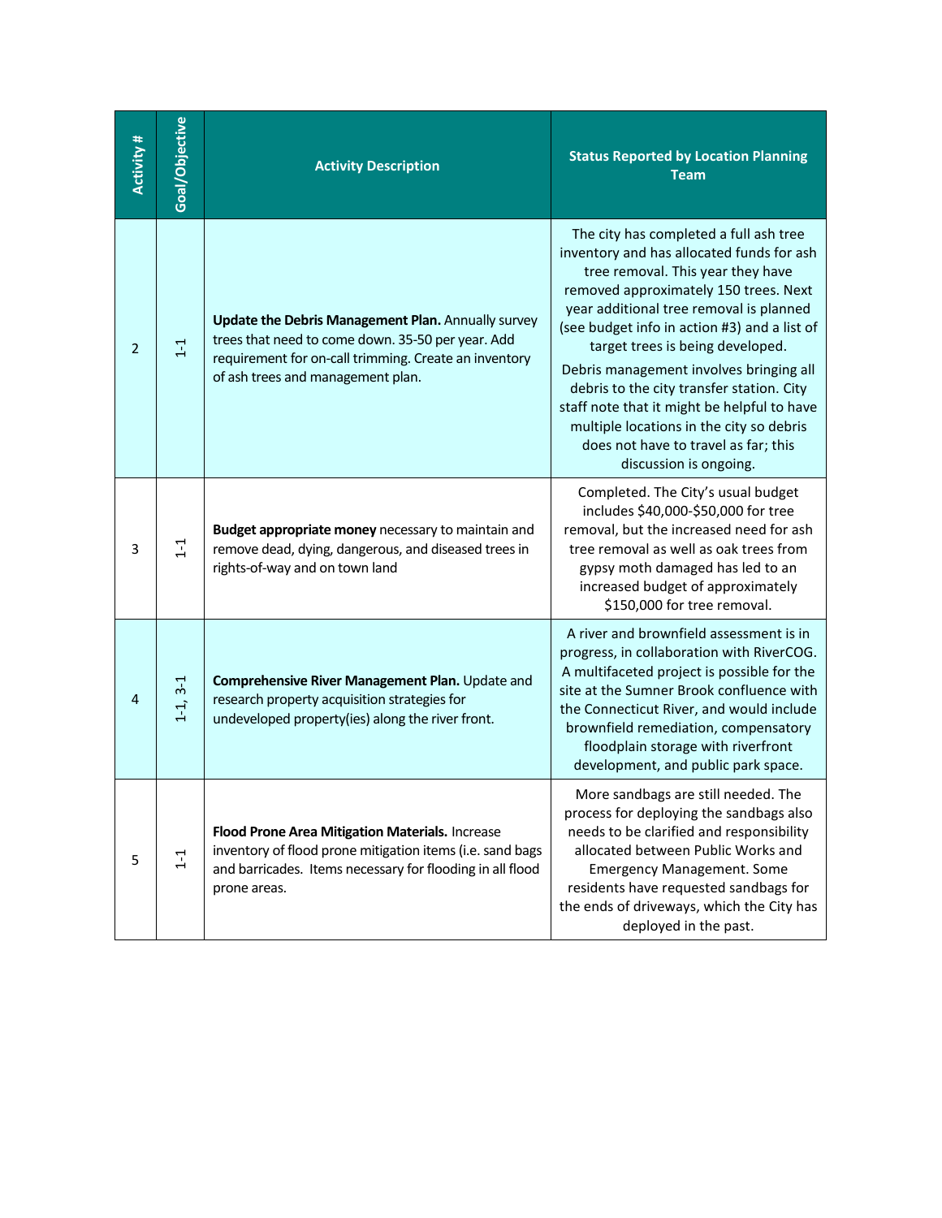| Activity # | Goal/Objective | Activity Description | Status Reported by Location Planning Team |
|---|---|---|---|
| 2 | 1-1 | **Update the Debris Management Plan.** Annually survey trees that need to come down. 35-50 per year. Add requirement for on-call trimming. Create an inventory of ash trees and management plan. | The city has completed a full ash tree inventory and has allocated funds for ash tree removal. This year they have removed approximately 150 trees. Next year additional tree removal is planned (see budget info in action #3) and a list of target trees is being developed.<br><br>Debris management involves bringing all debris to the city transfer station. City staff note that it might be helpful to have multiple locations in the city so debris does not have to travel as far; this discussion is ongoing. |
| 3 | 1-1 | **Budget appropriate money** necessary to maintain and remove dead, dying, dangerous, and diseased trees in rights-of-way and on town land | Completed. The City's usual budget includes $40,000-$50,000 for tree removal, but the increased need for ash tree removal as well as oak trees from gypsy moth damaged has led to an increased budget of approximately $150,000 for tree removal. |
| 4 | 1-1, 3-1 | **Comprehensive River Management Plan.** Update and research property acquisition strategies for undeveloped property(ies) along the river front. | A river and brownfield assessment is in progress, in collaboration with RiverCOG. A multifaceted project is possible for the site at the Sumner Brook confluence with the Connecticut River, and would include brownfield remediation, compensatory floodplain storage with riverfront development, and public park space. |
| 5 | 1-1 | **Flood Prone Area Mitigation Materials.** Increase inventory of flood prone mitigation items (i.e. sand bags and barricades. Items necessary for flooding in all flood prone areas. | More sandbags are still needed. The process for deploying the sandbags also needs to be clarified and responsibility allocated between Public Works and Emergency Management. Some residents have requested sandbags for the ends of driveways, which the City has deployed in the past. |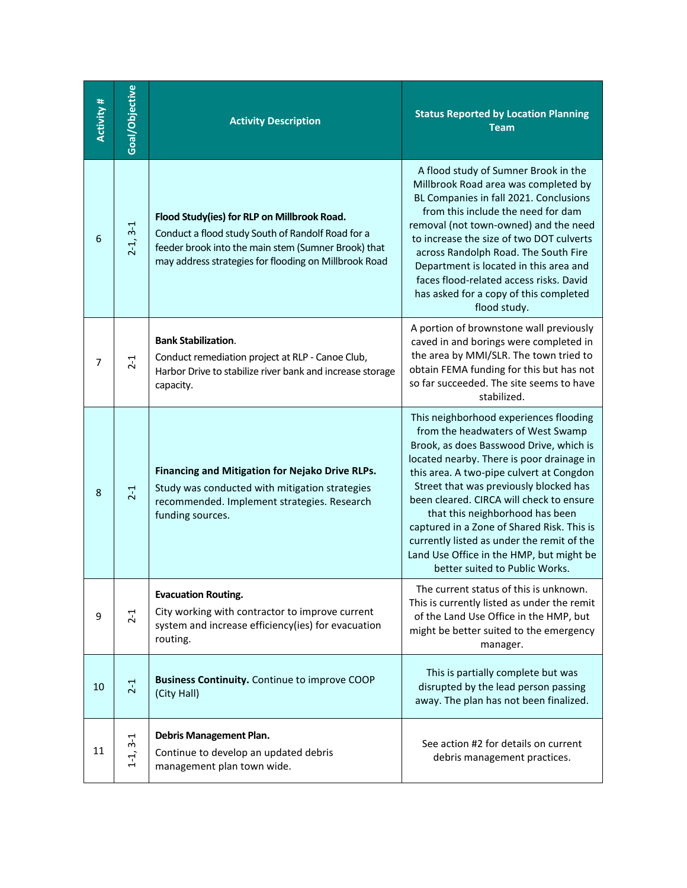| Activity # | Goal/Objective | Activity Description | Status Reported by Location Planning Team |
|---|---|---|---|
| 6 | 2-1, 3-1 | **Flood Study(ies) for RLP on Millbrook Road.** Conduct a flood study South of Randolf Road for a feeder brook into the main stem (Sumner Brook) that may address strategies for flooding on Millbrook Road | A flood study of Sumner Brook in the Millbrook Road area was completed by BL Companies in fall 2021. Conclusions from this include the need for dam removal (not town-owned) and the need to increase the size of two DOT culverts across Randolph Road. The South Fire Department is located in this area and faces flood-related access risks. David has asked for a copy of this completed flood study. |
| 7 | 2-1 | **Bank Stabilization**. Conduct remediation project at RLP - Canoe Club, Harbor Drive to stabilize river bank and increase storage capacity. | A portion of brownstone wall previously caved in and borings were completed in the area by MMI/SLR. The town tried to obtain FEMA funding for this but has not so far succeeded. The site seems to have stabilized. |
| 8 | 2-1 | **Financing and Mitigation for Nejako Drive RLPs.** Study was conducted with mitigation strategies recommended. Implement strategies. Research funding sources. | This neighborhood experiences flooding from the headwaters of West Swamp Brook, as does Basswood Drive, which is located nearby. There is poor drainage in this area. A two-pipe culvert at Congdon Street that was previously blocked has been cleared. CIRCA will check to ensure that this neighborhood has been captured in a Zone of Shared Risk. This is currently listed as under the remit of the Land Use Office in the HMP, but might be better suited to Public Works. |
| 9 | 2-1 | **Evacuation Routing.** City working with contractor to improve current system and increase efficiency(ies) for evacuation routing. | The current status of this is unknown. This is currently listed as under the remit of the Land Use Office in the HMP, but might be better suited to the emergency manager. |
| 10 | 2-1 | **Business Continuity.** Continue to improve COOP (City Hall) | This is partially complete but was disrupted by the lead person passing away. The plan has not been finalized. |
| 11 | 1-1, 3-1 | **Debris Management Plan.** Continue to develop an updated debris management plan town wide. | See action #2 for details on current debris management practices. |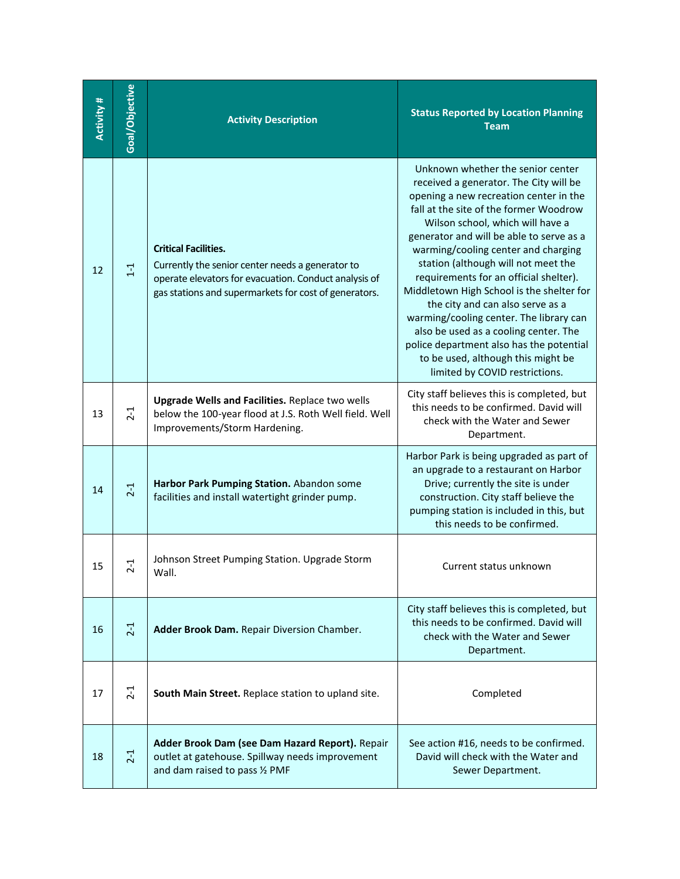| Activity # | Goal/Objective | Activity Description | Status Reported by Location Planning Team |
|---|---|---|---|
| 12 | 1-1 | **Critical Facilities.** Currently the senior center needs a generator to operate elevators for evacuation. Conduct analysis of gas stations and supermarkets for cost of generators. | Unknown whether the senior center received a generator. The City will be opening a new recreation center in the fall at the site of the former Woodrow Wilson school, which will have a generator and will be able to serve as a warming/cooling center and charging station (although will not meet the requirements for an official shelter). Middletown High School is the shelter for the city and can also serve as a warming/cooling center. The library can also be used as a cooling center. The police department also has the potential to be used, although this might be limited by COVID restrictions. |
| 13 | 2-1 | **Upgrade Wells and Facilities.** Replace two wells below the 100-year flood at J.S. Roth Well field. Well Improvements/Storm Hardening. | City staff believes this is completed, but this needs to be confirmed. David will check with the Water and Sewer Department. |
| 14 | 2-1 | **Harbor Park Pumping Station.** Abandon some facilities and install watertight grinder pump. | Harbor Park is being upgraded as part of an upgrade to a restaurant on Harbor Drive; currently the site is under construction. City staff believe the pumping station is included in this, but this needs to be confirmed. |
| 15 | 2-1 | Johnson Street Pumping Station. Upgrade Storm Wall. | Current status unknown |
| 16 | 2-1 | **Adder Brook Dam.** Repair Diversion Chamber. | City staff believes this is completed, but this needs to be confirmed. David will check with the Water and Sewer Department. |
| 17 | 2-1 | **South Main Street.** Replace station to upland site. | Completed |
| 18 | 2-1 | **Adder Brook Dam (see Dam Hazard Report).** Repair outlet at gatehouse. Spillway needs improvement and dam raised to pass ½ PMF | See action #16, needs to be confirmed. David will check with the Water and Sewer Department. |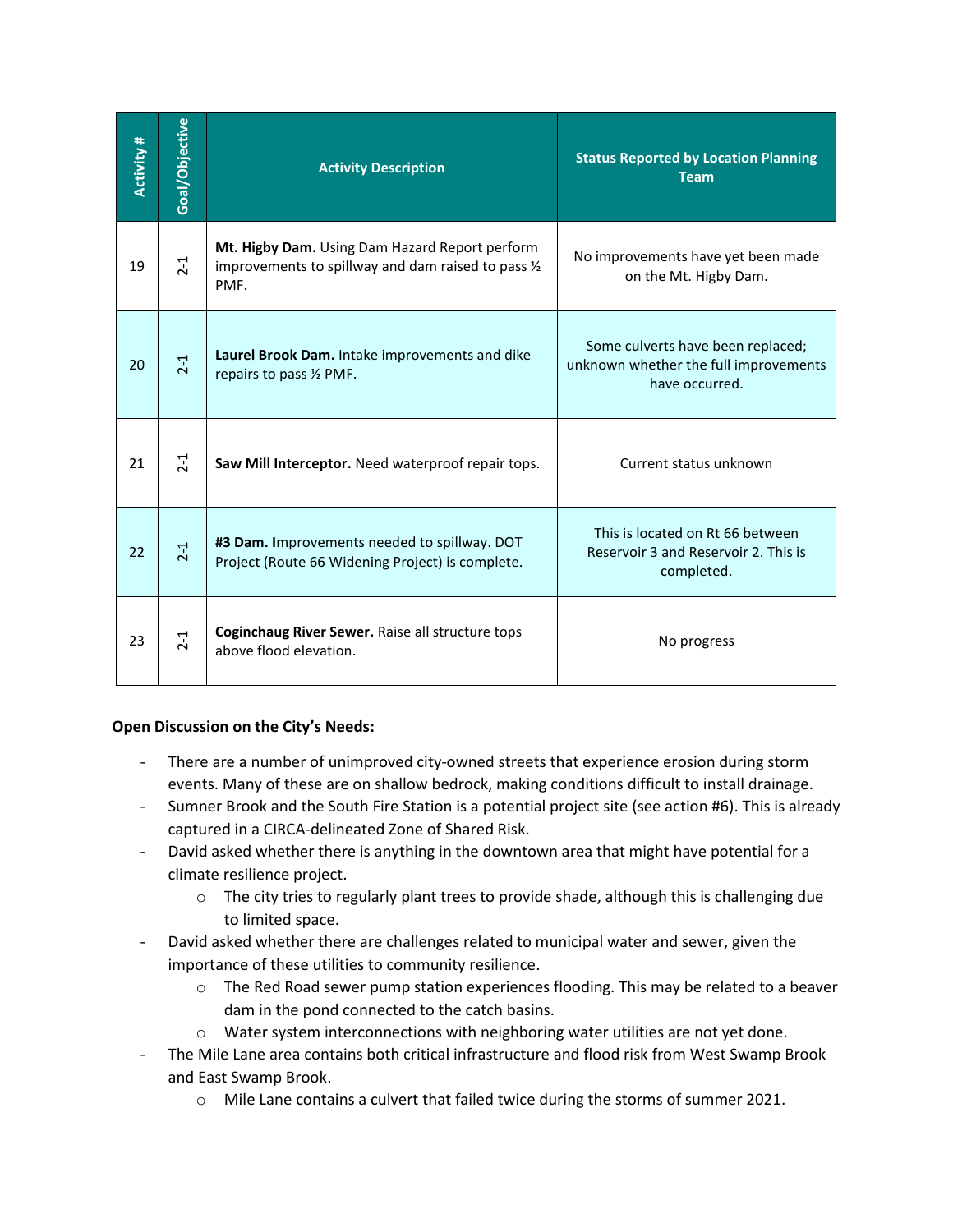| Activity # | Goal/Objective | Activity Description | Status Reported by Location Planning Team |
|---|---|---|---|
| 19 | 2-1 | **Mt. Higby Dam.** Using Dam Hazard Report perform improvements to spillway and dam raised to pass ½ PMF. | No improvements have yet been made on the Mt. Higby Dam. |
| 20 | 2-1 | **Laurel Brook Dam.** Intake improvements and dike repairs to pass ½ PMF. | Some culverts have been replaced; unknown whether the full improvements have occurred. |
| 21 | 2-1 | **Saw Mill Interceptor.** Need waterproof repair tops. | Current status unknown |
| 22 | 2-1 | **#3 Dam. I**mprovements needed to spillway. DOT Project (Route 66 Widening Project) is complete. | This is located on Rt 66 between Reservoir 3 and Reservoir 2. This is completed. |
| 23 | 2-1 | **Coginchaug River Sewer.** Raise all structure tops above flood elevation. | No progress |

**Open Discussion on the City's Needs:**

- There are a number of unimproved city-owned streets that experience erosion during storm events. Many of these are on shallow bedrock, making conditions difficult to install drainage.
- Sumner Brook and the South Fire Station is a potential project site (see action #6). This is already captured in a CIRCA-delineated Zone of Shared Risk.
- David asked whether there is anything in the downtown area that might have potential for a climate resilience project.
  - The city tries to regularly plant trees to provide shade, although this is challenging due to limited space.
- David asked whether there are challenges related to municipal water and sewer, given the importance of these utilities to community resilience.
  - The Red Road sewer pump station experiences flooding. This may be related to a beaver dam in the pond connected to the catch basins.
  - Water system interconnections with neighboring water utilities are not yet done.
- The Mile Lane area contains both critical infrastructure and flood risk from West Swamp Brook and East Swamp Brook.
  - Mile Lane contains a culvert that failed twice during the storms of summer 2021.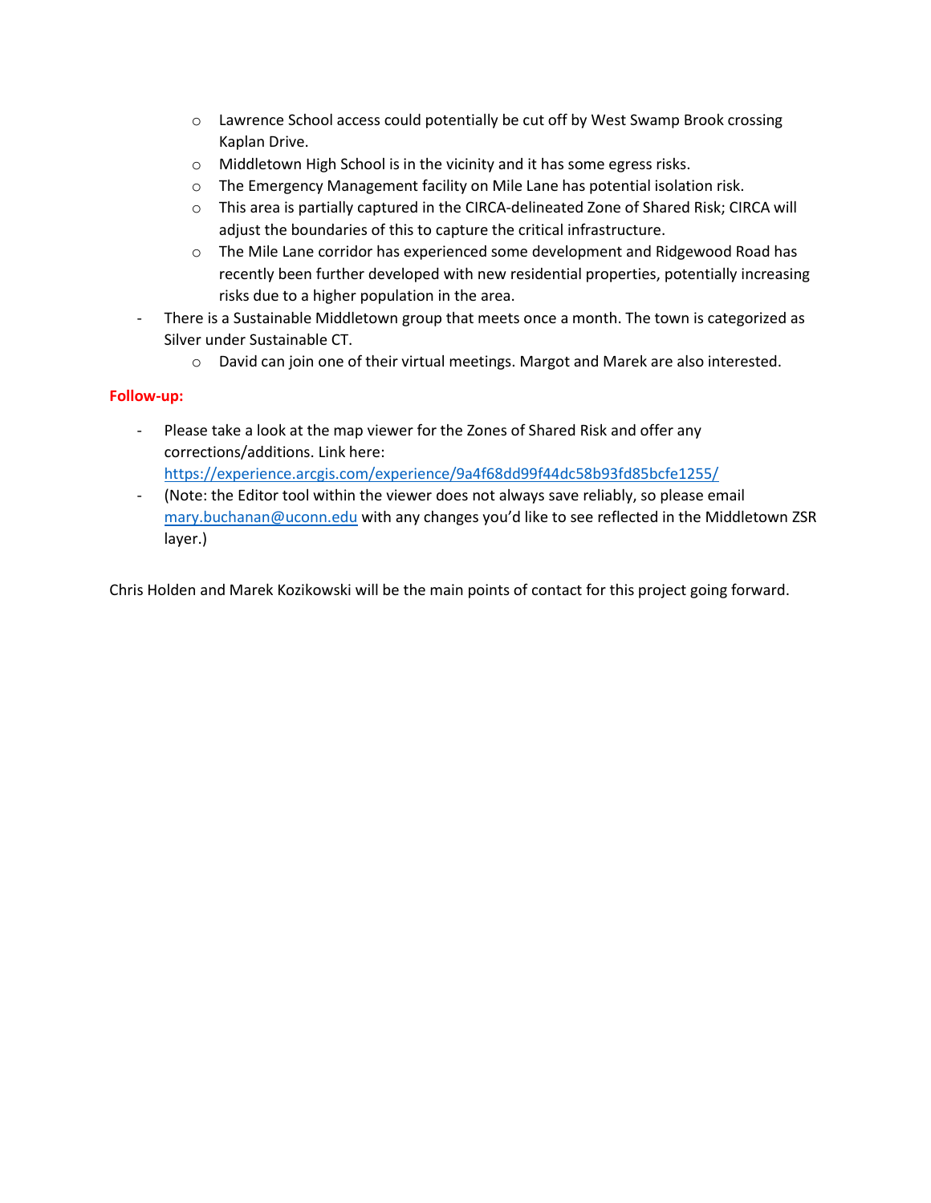- Lawrence School access could potentially be cut off by West Swamp Brook crossing Kaplan Drive.
  - Middletown High School is in the vicinity and it has some egress risks.
  - The Emergency Management facility on Mile Lane has potential isolation risk.
  - This area is partially captured in the CIRCA-delineated Zone of Shared Risk; CIRCA will adjust the boundaries of this to capture the critical infrastructure.
  - The Mile Lane corridor has experienced some development and Ridgewood Road has recently been further developed with new residential properties, potentially increasing risks due to a higher population in the area.
- There is a Sustainable Middletown group that meets once a month. The town is categorized as Silver under Sustainable CT.
  - David can join one of their virtual meetings. Margot and Marek are also interested.

**Follow-up:**

- Please take a look at the map viewer for the Zones of Shared Risk and offer any corrections/additions. Link here: https://experience.arcgis.com/experience/9a4f68dd99f44dc58b93fd85bcfe1255/
- (Note: the Editor tool within the viewer does not always save reliably, so please email mary.buchanan@uconn.edu with any changes you'd like to see reflected in the Middletown ZSR layer.)

Chris Holden and Marek Kozikowski will be the main points of contact for this project going forward.